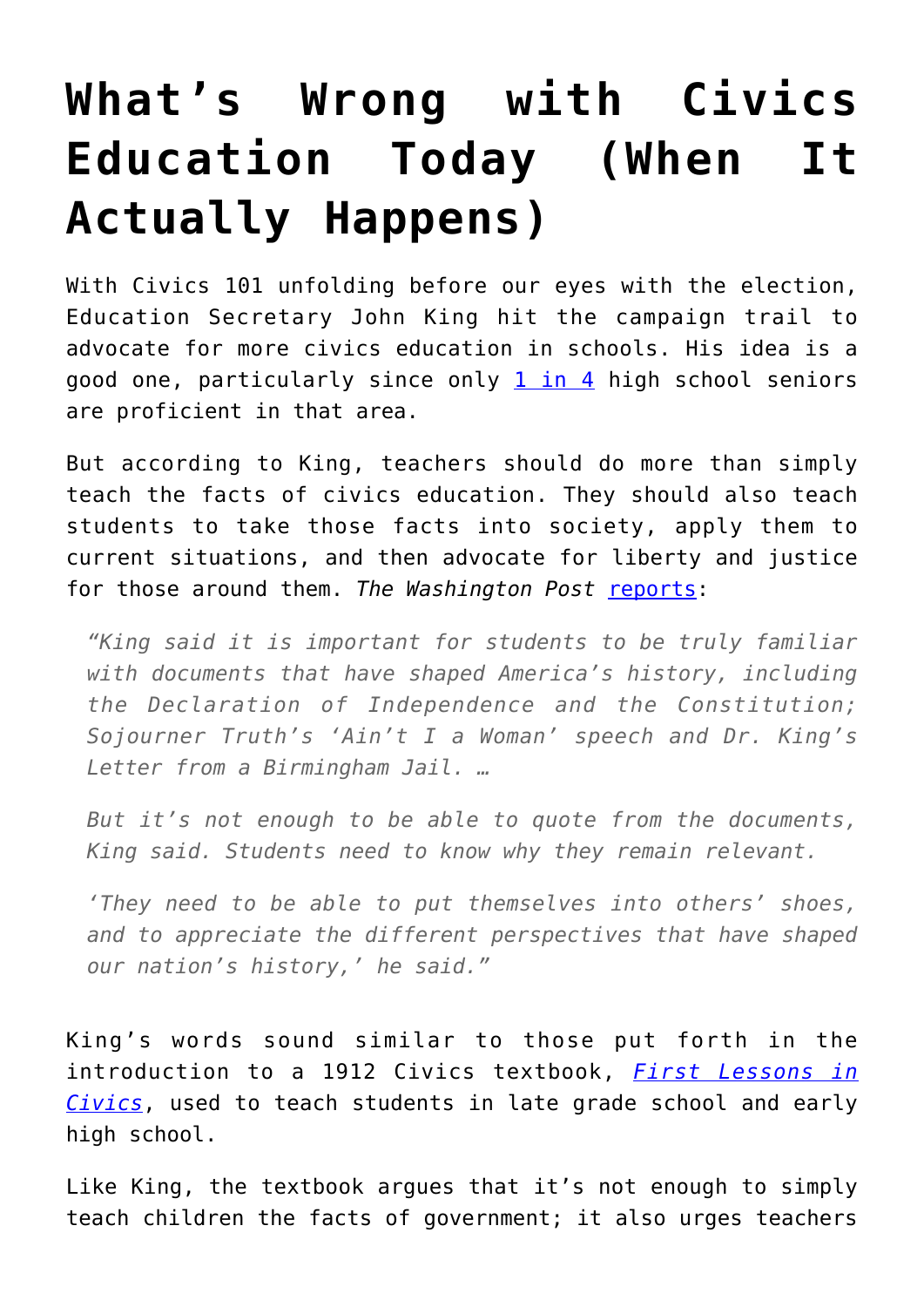# What's Wrong with Civics Education Today (When It Actually Happens)

With Civics 101 unfolding before our eyes with the election, Education Secretary John King hit the campaign trail to advocate for more civics education in schools. His idea is a good one, particularly since only [1 in 4](#) high school seniors are proficient in that area.

But according to King, teachers should do more than simply teach the facts of civics education. They should also teach students to take those facts into society, apply them to current situations, and then advocate for liberty and justice for those around them. *The Washington Post* [reports](#):

> *"King said it is important for students to be truly familiar with documents that have shaped America's history, including the Declaration of Independence and the Constitution; Sojourner Truth's 'Ain't I a Woman' speech and Dr. King's Letter from a Birmingham Jail. …*
>
> *But it's not enough to be able to quote from the documents, King said. Students need to know why they remain relevant.*
>
> *'They need to be able to put themselves into others' shoes, and to appreciate the different perspectives that have shaped our nation's history,' he said."*

King's words sound similar to those put forth in the introduction to a 1912 Civics textbook, [*First Lessons in Civics*](#), used to teach students in late grade school and early high school.

Like King, the textbook argues that it's not enough to simply teach children the facts of government; it also urges teachers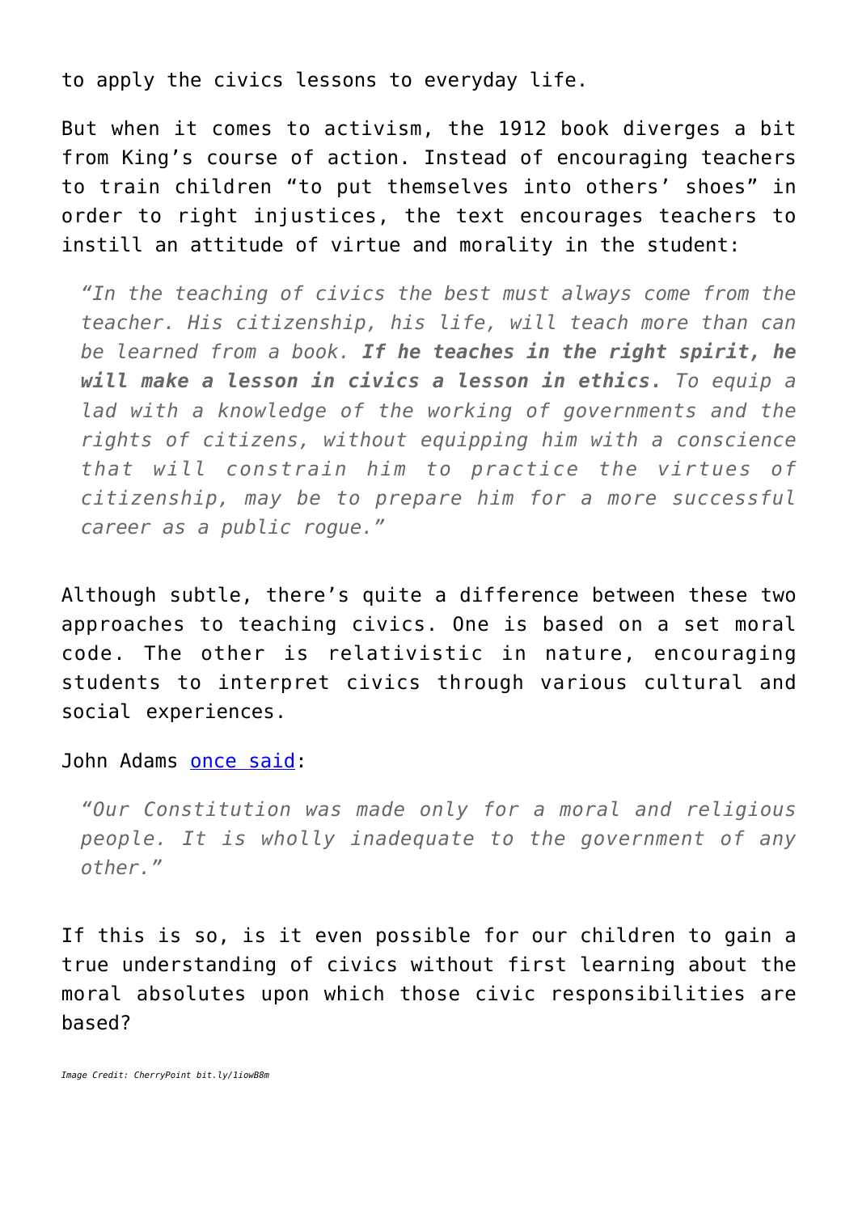to apply the civics lessons to everyday life.

But when it comes to activism, the 1912 book diverges a bit from King's course of action. Instead of encouraging teachers to train children "to put themselves into others' shoes" in order to right injustices, the text encourages teachers to instill an attitude of virtue and morality in the student:

> *"In the teaching of civics the best must always come from the teacher. His citizenship, his life, will teach more than can be learned from a book.* ***If he teaches in the right spirit, he will make a lesson in civics a lesson in ethics.*** *To equip a lad with a knowledge of the working of governments and the rights of citizens, without equipping him with a conscience that will constrain him to practice the virtues of citizenship, may be to prepare him for a more successful career as a public rogue."*

Although subtle, there's quite a difference between these two approaches to teaching civics. One is based on a set moral code. The other is relativistic in nature, encouraging students to interpret civics through various cultural and social experiences.

John Adams once said:

> *"Our Constitution was made only for a moral and religious people. It is wholly inadequate to the government of any other."*

If this is so, is it even possible for our children to gain a true understanding of civics without first learning about the moral absolutes upon which those civic responsibilities are based?

*Image Credit: CherryPoint bit.ly/1iowB8m*